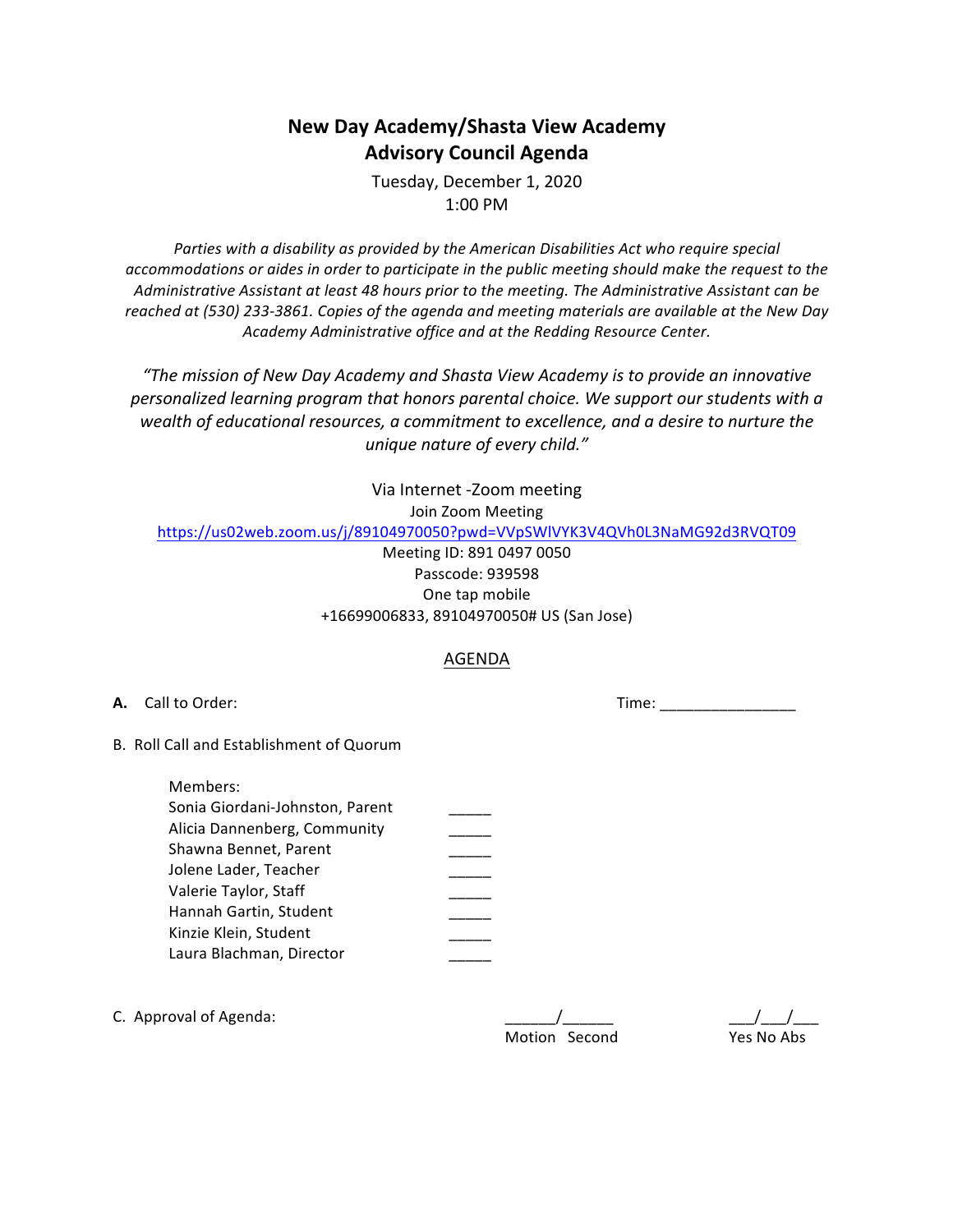# New Day Academy/Shasta View Academy
## Advisory Council Agenda

Tuesday, December 1, 2020
1:00 PM

*Parties with a disability as provided by the American Disabilities Act who require special accommodations or aides in order to participate in the public meeting should make the request to the Administrative Assistant at least 48 hours prior to the meeting. The Administrative Assistant can be reached at (530) 233-3861. Copies of the agenda and meeting materials are available at the New Day Academy Administrative office and at the Redding Resource Center.*

*"The mission of New Day Academy and Shasta View Academy is to provide an innovative personalized learning program that honors parental choice. We support our students with a wealth of educational resources, a commitment to excellence, and a desire to nurture the unique nature of every child."*

Via Internet -Zoom meeting
Join Zoom Meeting
https://us02web.zoom.us/j/89104970050?pwd=VVpSWlVYK3V4QVh0L3NaMG92d3RVQT09
Meeting ID: 891 0497 0050
Passcode: 939598
One tap mobile
+16699006833, 89104970050# US (San Jose)

AGENDA

**A.** Call to Order: Time: ________________

B. Roll Call and Establishment of Quorum

Members:
Sonia Giordani-Johnston, Parent _____
Alicia Dannenberg, Community _____
Shawna Bennet, Parent _____
Jolene Lader, Teacher _____
Valerie Taylor, Staff _____
Hannah Gartin, Student _____
Kinzie Klein, Student _____
Laura Blachman, Director _____

C. Approval of Agenda: ______/______ Motion Second ___/___/___ Yes No Abs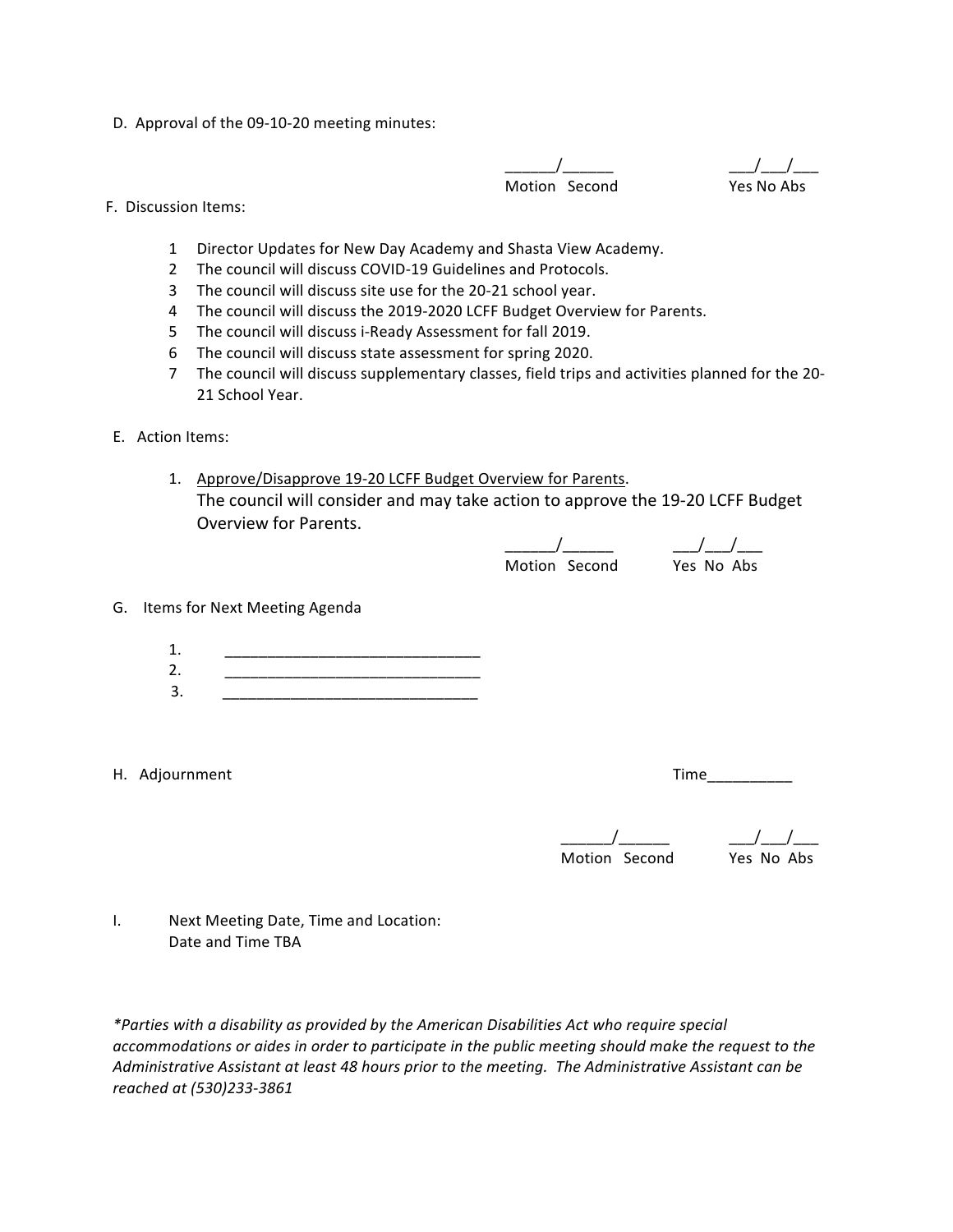D. Approval of the 09-10-20 meeting minutes:

______/______ Motion Second &nbsp;&nbsp;&nbsp;&nbsp; ___/___/___ Yes No Abs

F. Discussion Items:

1 Director Updates for New Day Academy and Shasta View Academy.
2 The council will discuss COVID-19 Guidelines and Protocols.
3 The council will discuss site use for the 20-21 school year.
4 The council will discuss the 2019-2020 LCFF Budget Overview for Parents.
5 The council will discuss i-Ready Assessment for fall 2019.
6 The council will discuss state assessment for spring 2020.
7 The council will discuss supplementary classes, field trips and activities planned for the 20-21 School Year.

E. Action Items:

1. Approve/Disapprove 19-20 LCFF Budget Overview for Parents.
   The council will consider and may take action to approve the 19-20 LCFF Budget Overview for Parents.

   ______/______ Motion Second &nbsp;&nbsp;&nbsp;&nbsp; ___/___/___ Yes No Abs

G. Items for Next Meeting Agenda

1. ______________________________
2. ______________________________
3. ______________________________

H. Adjournment &nbsp;&nbsp;&nbsp;&nbsp; Time__________

______/______ Motion Second &nbsp;&nbsp;&nbsp;&nbsp; ___/___/___ Yes No Abs

I. Next Meeting Date, Time and Location:
Date and Time TBA

*\*Parties with a disability as provided by the American Disabilities Act who require special accommodations or aides in order to participate in the public meeting should make the request to the Administrative Assistant at least 48 hours prior to the meeting. The Administrative Assistant can be reached at (530)233-3861*